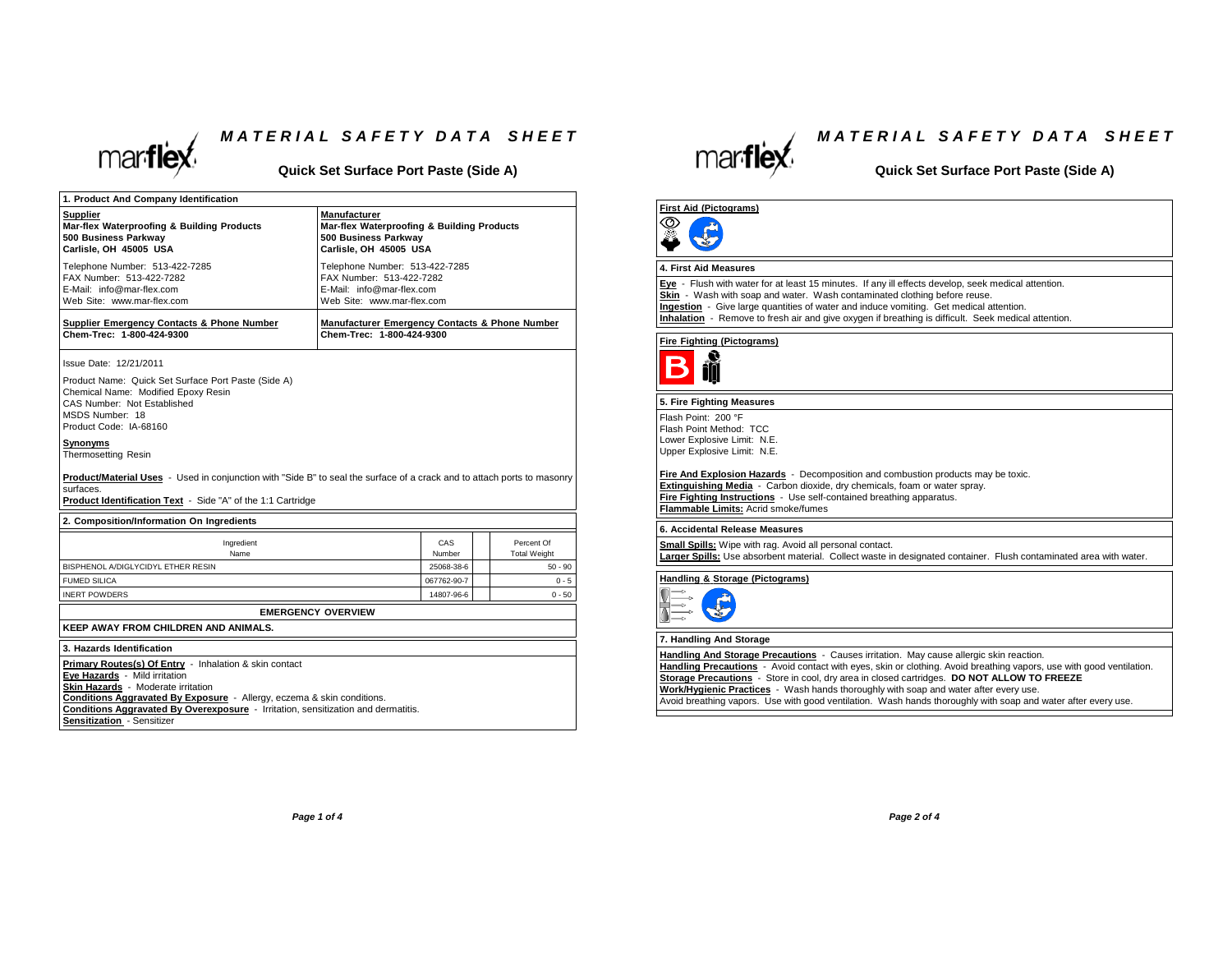# MATERIAL SAFETY DATA SHEET

## Quick Set Surface Port Paste (Side A)

### 1. Product And Company Identification

| **Supplier** | **Manufacturer** |
|---|---|
| **Mar-flex Waterproofing & Building Products**<br>**500 Business Parkway**<br>**Carlisle, OH 45005 USA** | **Mar-flex Waterproofing & Building Products**<br>**500 Business Parkway**<br>**Carlisle, OH 45005 USA** |
| Telephone Number: 513-422-7285<br>FAX Number: 513-422-7282<br>E-Mail: info@mar-flex.com<br>Web Site: www.mar-flex.com | Telephone Number: 513-422-7285<br>FAX Number: 513-422-7282<br>E-Mail: info@mar-flex.com<br>Web Site: www.mar-flex.com |
| **Supplier Emergency Contacts & Phone Number**<br>**Chem-Trec: 1-800-424-9300** | **Manufacturer Emergency Contacts & Phone Number**<br>**Chem-Trec: 1-800-424-9300** |

Issue Date: 12/21/2011

Product Name: Quick Set Surface Port Paste (Side A)
Chemical Name: Modified Epoxy Resin
CAS Number: Not Established
MSDS Number: 18
Product Code: IA-68160

**Synonyms**
Thermosetting Resin

**Product/Material Uses** - Used in conjunction with "Side B" to seal the surface of a crack and to attach ports to masonry surfaces.
**Product Identification Text** - Side "A" of the 1:1 Cartridge

### 2. Composition/Information On Ingredients

| Ingredient Name | CAS Number | | Percent Of Total Weight |
|---|---|---|---|
| BISPHENOL A/DIGLYCIDYL ETHER RESIN | 25068-38-6 | | 50 - 90 |
| FUMED SILICA | 067762-90-7 | | 0 - 5 |
| INERT POWDERS | 14807-96-6 | | 0 - 50 |

**EMERGENCY OVERVIEW**

**KEEP AWAY FROM CHILDREN AND ANIMALS.**

### 3. Hazards Identification

**Primary Routes(s) Of Entry** - Inhalation & skin contact
**Eye Hazards** - Mild irritation
**Skin Hazards** - Moderate irritation
**Conditions Aggravated By Exposure** - Allergy, eczema & skin conditions.
**Conditions Aggravated By Overexposure** - Irritation, sensitization and dermatitis.
**Sensitization** - Sensitizer

## Quick Set Surface Port Paste (Side A)

**First Aid (Pictograms)**

### 4. First Aid Measures

**Eye** - Flush with water for at least 15 minutes. If any ill effects develop, seek medical attention.
**Skin** - Wash with soap and water. Wash contaminated clothing before reuse.
**Ingestion** - Give large quantities of water and induce vomiting. Get medical attention.
**Inhalation** - Remove to fresh air and give oxygen if breathing is difficult. Seek medical attention.

**Fire Fighting (Pictograms)**

### 5. Fire Fighting Measures

Flash Point: 200 °F
Flash Point Method: TCC
Lower Explosive Limit: N.E.
Upper Explosive Limit: N.E.

**Fire And Explosion Hazards** - Decomposition and combustion products may be toxic.
**Extinguishing Media** - Carbon dioxide, dry chemicals, foam or water spray.
**Fire Fighting Instructions** - Use self-contained breathing apparatus.
**Flammable Limits:** Acrid smoke/fumes

### 6. Accidental Release Measures

**Small Spills:** Wipe with rag. Avoid all personal contact.
**Larger Spills:** Use absorbent material. Collect waste in designated container. Flush contaminated area with water.

**Handling & Storage (Pictograms)**

### 7. Handling And Storage

**Handling And Storage Precautions** - Causes irritation. May cause allergic skin reaction.
**Handling Precautions** - Avoid contact with eyes, skin or clothing. Avoid breathing vapors, use with good ventilation.
**Storage Precautions** - Store in cool, dry area in closed cartridges. **DO NOT ALLOW TO FREEZE**
**Work/Hygienic Practices** - Wash hands thoroughly with soap and water after every use.
Avoid breathing vapors. Use with good ventilation. Wash hands thoroughly with soap and water after every use.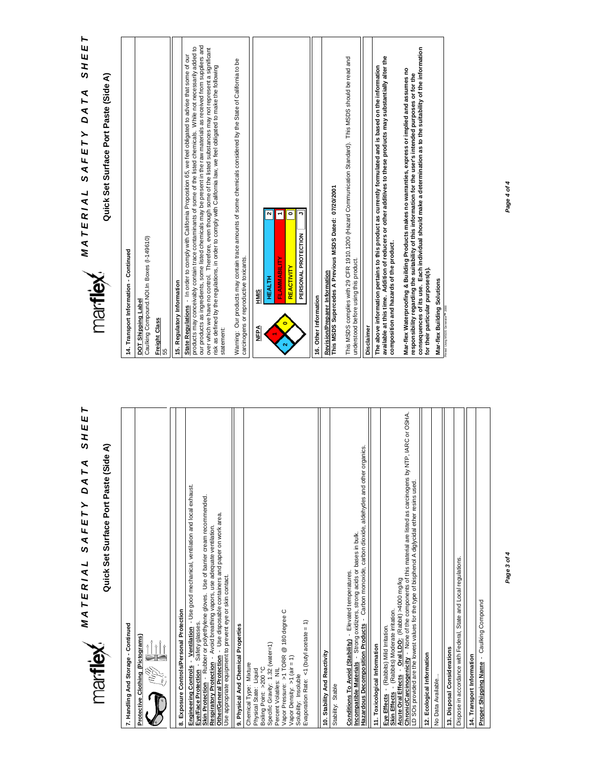# MATERIAL SAFETY DATA SHEET

## Quick Set Surface Port Paste (Side A)

### 7. Handling And Storage - Continued

**Protective Clothing (Pictograms)**

### 8. Exposure Controls/Personal Protection

**Engineering Controls** - **Ventilation** - Use good mechanical, ventilation and local exhaust.
**Eye/Face Protection** - Safety glasses.
**Skin Protection** - Rubber or polyethylene gloves. Use of barrier cream recommended.
**Respiratory Protection** - Avoid breathing vapors, use adequate ventilation.
**Other/General Protection** - Use disposable containers and paper on work area.
Use appropriate equipment to prevent eye or skin contact.

### 9. Physical And Chemical Properties

Chemical Type: Mixture
Physical State: Liquid
Boiling Point: >200 °C
Specific Gravity: 1.32 (water=1)
Percent Volatiles: NIL
Vapor Pressure: >1 TORR @ 180 degree C
Vapor Density: >1 (air = 1)
Solubility: Insoluble
Evaporation Rate: <1 (butyl acetate = 1)

### 10. Stability And Reactivity

Stability: Stable

**Conditions To Avoid (Stability)** - Elevated temperatures.
**Incompatible Materials** - Strong oxidizers, strong acids or bases in bulk.
**Hazardous Decomposition Products** - Carbon monoxide, carbon dioxide, aldehydes and other organics.

### 11. Toxicological Information

**Eye Effects** - (Rabbits) Mild Irritation.
**Skin Effects** - (Rabbits) Moderate irritation.
**Acute Oral Effects** - **Oral LD0**: (Rabbit) >4000 mg/kg
**Chronic/Carcinogenicity** - None of the components of this material are listed as carcinogens by NTP, IARC or OSHA.
LD SOs provided are the lowest values for the type of bisphenol A diglycidal ether resins used.

### 12. Ecological Information

No Data Available..

### 13. Disposal Considerations

Dispose in accordance with Federal, State and Local regulations.

### 14. Transport Information

**Proper Shipping Name** - Caulking Compound

# MATERIAL SAFETY DATA SHEET

## Quick Set Surface Port Paste (Side A)

### 14. Transport Information - Continued

**DOT Shipping Label**
Caulking Compound.NOI.In Boxes (I-149610)

**Freight Class**
55

### 15. Regulatory Information

**State Regulations** - In order to comply with California Proposition 65, we feel obligated to advise that some of our products may conceivably contain trace contaminants of some of the listed chemicals. While not necessarily added to our products as ingredients, some listed chemicals may be present in the raw materials as received from suppliers and over which we have no control. Therefore, even though some of the listed substances may not represent a significant risk as defined by the regulations, in order to comply with California law, we feel obligated to make the following statement:

Warning: Our products may contain trace amounts of some chemicals considered by the State of California to be carcinogens or reproductive toxicants.

**NFPA**: Health 2, Flammability 1, Reactivity 0

**HMIS**

| | |
|---|---|
| HEALTH | 2 |
| FLAMMABILITY | 1 |
| REACTIVITY | 0 |
| PERSONAL PROTECTION | J |

### 16. Other Information

**Revision/Preparer Information**
**This MSDS Supercedes A Previous MSDS Dated: 07/20/2001**

This MSDS complies with 29 CFR 1910.1200 (Hazard Communication Standard). This MSDS should be read and understood before using this product.

### Disclaimer

**The above information pertains to this product as currently formulated and is based on the information available at this time. Addition of reducers or other additives to these products may substantially alter the composition and hazards of the product.**

**Mar-flex Waterproofing & Building Products makes no warranties, express or implied and assumes no responsibility regarding the suitability of this information for the user's intended purposes or for the consequences of its use. Each individual should make a determination as to the suitability of the information for their particular purposes(s).**

**Mar-flex Building Solutions**

Printed Using MSDS Generator™ 2000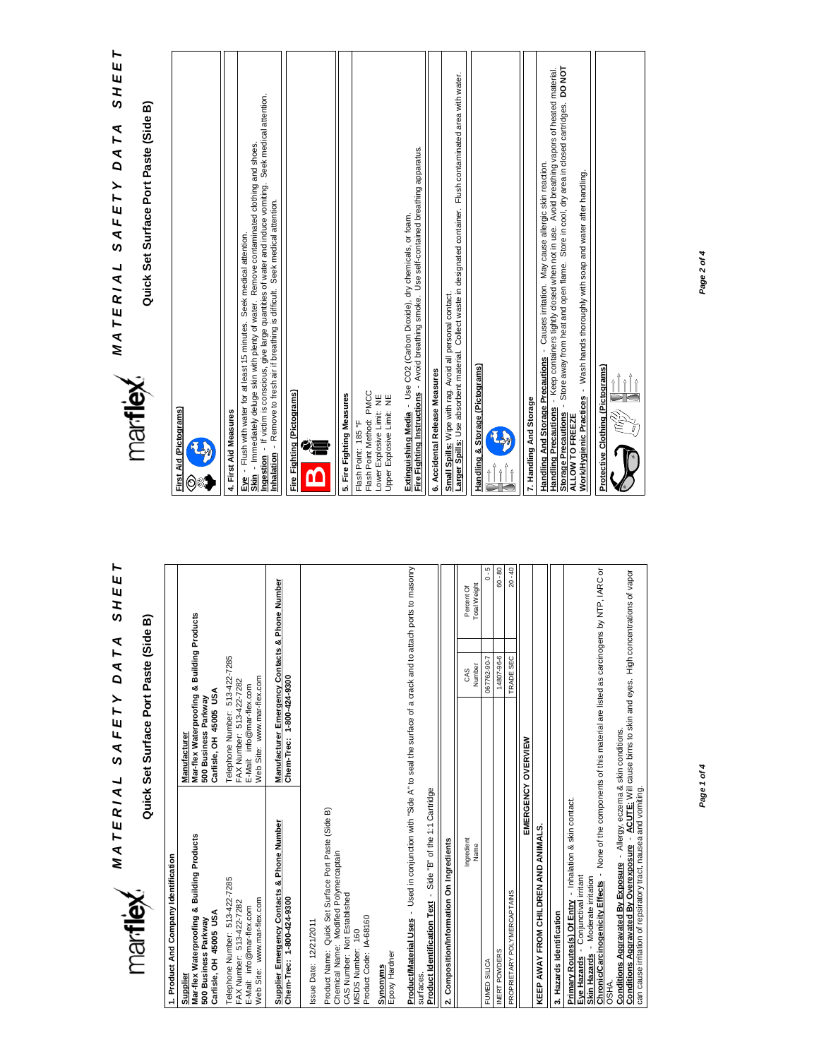# MATERIAL SAFETY DATA SHEET

## Quick Set Surface Port Paste (Side B)

### 1. Product And Company Identification

| Supplier | Manufacturer |
|---|---|
| **Mar-flex Waterproofing & Building Products**<br>**500 Business Parkway**<br>**Carlisle, OH 45005 USA** | **Mar-flex Waterproofing & Building Products**<br>**500 Business Parkway**<br>**Carlisle, OH 45005 USA** |
| Telephone Number: 513-422-7285<br>FAX Number: 513-422-7282<br>E-Mail: info@mar-flex.com<br>Web Site: www.mar-flex.com | Telephone Number: 513-422-7285<br>FAX Number: 513-422-7282<br>E-Mail: info@mar-flex.com<br>Web Site: www.mar-flex.com |
| **Supplier Emergency Contacts & Phone Number**<br>**Chem-Trec: 1-800-424-9300** | **Manufacturer Emergency Contacts & Phone Number**<br>**Chem-Trec: 1-800-424-9300** |

Issue Date: 12/21/2011

Product Name: Quick Set Surface Port Paste (Side B)
Chemical Name: Modified Polymercaptain
CAS Number: Not Established
MSDS Number: 160
Product Code: IA-68160

**Synonyms**
Epoxy Hardner

**Product/Material Uses** - Used in conjunction with "Side A" to seal the surface of a crack and to attach ports to masonry surfaces.
**Product Identification Text** - Side "B" of the 1:1 Cartridge

### 2. Composition/Information On Ingredients

| Ingredient Name | CAS Number | Percent Of Total Weight |
|---|---|---|
| FUMED SILICA | 067762-90-7 | 0 - 5 |
| INERT POWDERS | 14807-96-6 | 60 - 80 |
| PROPRIETARY POLYMERCAPTAINS | TRADE SEC | 20 - 40 |

**EMERGENCY OVERVIEW**

**KEEP AWAY FROM CHILDREN AND ANIMALS.**

### 3. Hazards Identification

**Primary Routes(s) Of Entry** - Inhalation & skin contact.
**Eye Hazards** - Conjunctival irritant
**Skin Hazards** - Moderate irritation
**Chronic/Carcinogenicity Effects** - None of the components of this material are listed as carcinogens by NTP, IARC or OSHA.
**Conditions Aggravated By Exposure** - Allergy, eczema & skin conditions.
**Conditions Aggravated By Overexposure** - **ACUTE:** Will cause birns to skin and eyes. High concentrations of vapor can cause irritation of repsiratory tract, nausea and vomiting.

**First Aid (Pictograms)**

### 4. First Aid Measures

**Eye** - Flush with water for at least 15 minutes. Seek medical attention.
**Skin** - Immediately deluge skin with plenty of water. Remove contaminated clothing and shoes.
**Ingestion** - If victim is conscious, give large quantities of water and induce vomiting. Seek medical attention.
**Inhalation** - Remove to fresh air if breathing is difficult. Seek medical attention.

**Fire Fighting (Pictograms)**

### 5. Fire Fighting Measures

Flash Point: 185 °F
Flash Point Method: PMCC
Lower Explosive Limit: NE
Upper Explosive Limit: NE

**Extinguishing Media** - Use CO2 (Carbon Dioxide), dry chemicals, or foam.
**Fire Fighting Instructions** - Avoid breathing smoke. Use self-contained breathing apparatus.

### 6. Accidental Release Measures

**Small Spills:** Wipe with rag. Avoid all personal contact.
**Larger Spills:** Use absorbent material. Collect waste in designated container. Flush contaminated area with water.

**Handling & Storage (Pictograms)**

### 7. Handling And Storage

**Handling And Storage Precautions** - Causes irritation. May cause allergic skin reaction.
**Handling Precautions** - Keep containers tightly closed when not in use. Avoid breathing vapors of heated material.
**Storage Precautions** - Store away from heat and open flame. Store in cool, dry area in closed cartridges. **DO NOT ALLOW TO FREEZE**
**Work/Hygienic Practices** - Wash hands thoroughly with soap and water after handling.

**Protective Clothing (Pictograms)**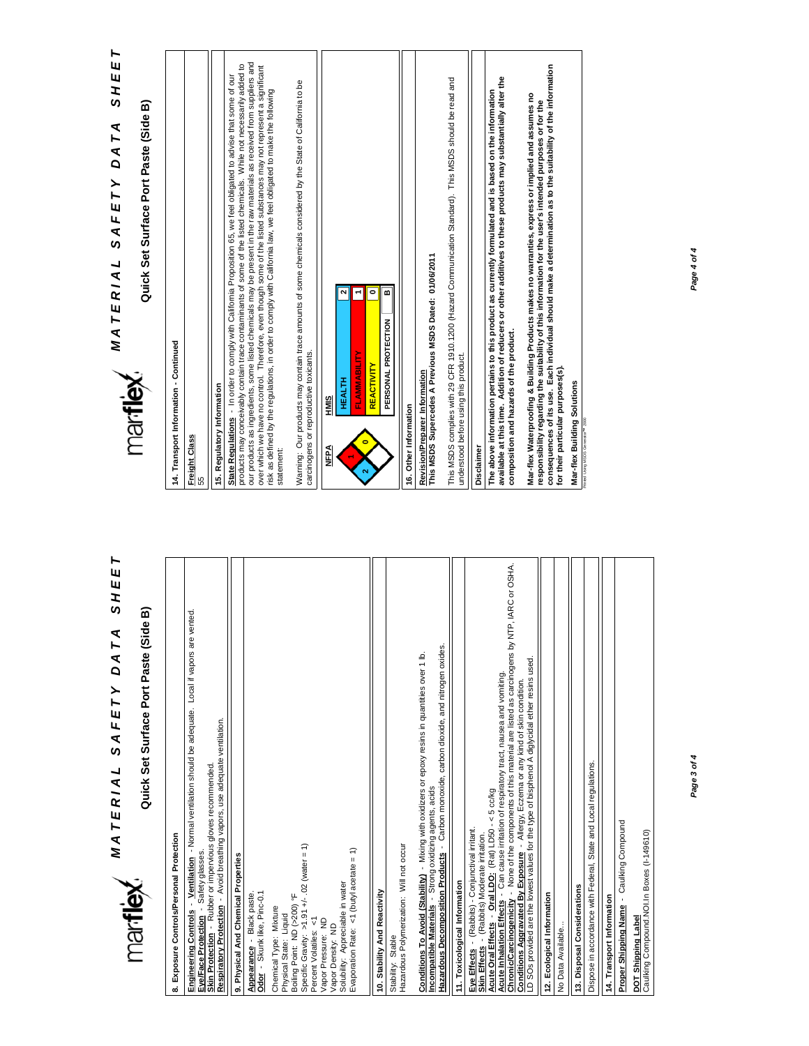# MATERIAL SAFETY DATA SHEET

## Quick Set Surface Port Paste (Side B)

### 8. Exposure Controls/Personal Protection

**Engineering Controls** - **Ventilation** - Normal ventilation should be adequate. Local if vapors are vented.
**Eye/Face Protection** - Safety glasses.
**Skin Protection** - Rubber or impervious gloves recommended.
**Respiratory Protection** - Avoid breathing vapors, use adequate ventilation.

### 9. Physical And Chemical Properties

**Appearance** - Black paste.
**Odor** - Skunk like, Pinc-0.1

Chemical Type: Mixture
Physical State: Liquid
Boiling Point: ND (>200) °F
Specific Gravity: >1.91 +/- .02 (water = 1)
Percent Volatiles: <1
Vapor Pressure: ND
Vapor Density: ND
Solubility: Appreciable in water
Evaporation Rate: <1 (butyl acetate = 1)

### 10. Stability And Reactivity

Stability: Stable
Hazardous Polymerization: Will not occur

**Conditions To Avoid (Stability)** - Mixing with oxidizers or epoxy resins in quantities over 1 lb.
**Incompatible Materials** - Strong oxidizing agents, acids
**Hazardous Decomposition Products** - Carbon monoxide, carbon dioxide, and nitrogen oxides.

### 11. Toxicological Information

**Eye Effects** - (Rabbits) - Conjunctival irritant.
**Skin Effects** - (Rabbits) Moderate irritation.
**Acute Oral Effects** - **Oral LDO**: (Rat) LD50 - < 5 cc/kg
**Acute Inhalation Effects** - Can cause irritation of respiratory tract, nausea and vomiting.
**Chronic/Carcinogenicity** - None of the components of this material are listed as carcinogens by NTP, IARC or OSHA.
**Conditions Aggravated By Exposure** - Allergy, Eczema or any kind of skin condition.
LD SOs provided are the lowest values for the type of bisphenol A diglycidal ether resins used.

### 12. Ecological Information

No Data Available...

### 13. Disposal Considerations

Dispose in accordance with Federal, State and Local regulations.

### 14. Transport Information

**Proper Shipping Name** - Caulking Compound
**DOT Shipping Label**
Caulking Compound,NOI.In Boxes (I-149610)

### 14. Transport Information - Continued

**Freight Class**
55

### 15. Regulatory Information

**State Regulations** - In order to comply with California Proposition 65, we feel obligated to advise that some of our products may conceivably contain trace contaminants of some of the listed chemicals. While not necessarily added to our products as ingredients, some listed chemicals may be present in the raw materials as received from suppliers and over which we have no control. Therefore, even though some of the listed substances may not represent a significant risk as defined by the regulations, in order to comply with California law, we feel obligated to make the following statement:

Warning: Our products may contain trace amounts of some chemicals considered by the State of California to be carcinogens or reproductive toxicants.

**NFPA**

Health: 2
Flammability: 1
Reactivity: 0

**HMIS**

| | |
|---|---|
| HEALTH | 2 |
| FLAMMABILITY | 1 |
| REACTIVITY | 0 |
| PERSONAL PROTECTION | B |

### 16. Other Information

**Revision/Preparer Information**
**This MSDS Supercedes A Previous MSDS Dated: 01/06/2011**

This MSDS complies with 29 CFR 1910.1200 (Hazard Communication Standard). This MSDS should be read and understood before using this product.

### Disclaimer

**The above information pertains to this product as currently formulated and is based on the information available at this time. Addition of reducers or other additives to these products may substantially alter the composition and hazards of the product.**

**Mar-flex Waterproofing & Building Products makes no warranties, express or implied and assumes no responsibility regarding the suitability of this information for the user's intended purposes or for the consequences of its use. Each individual should make a determination as to the suitability of the information for their particular purpose(s).**

**Mar-flex Building Solutions**

Printed Using MSDS Generator™ 2000